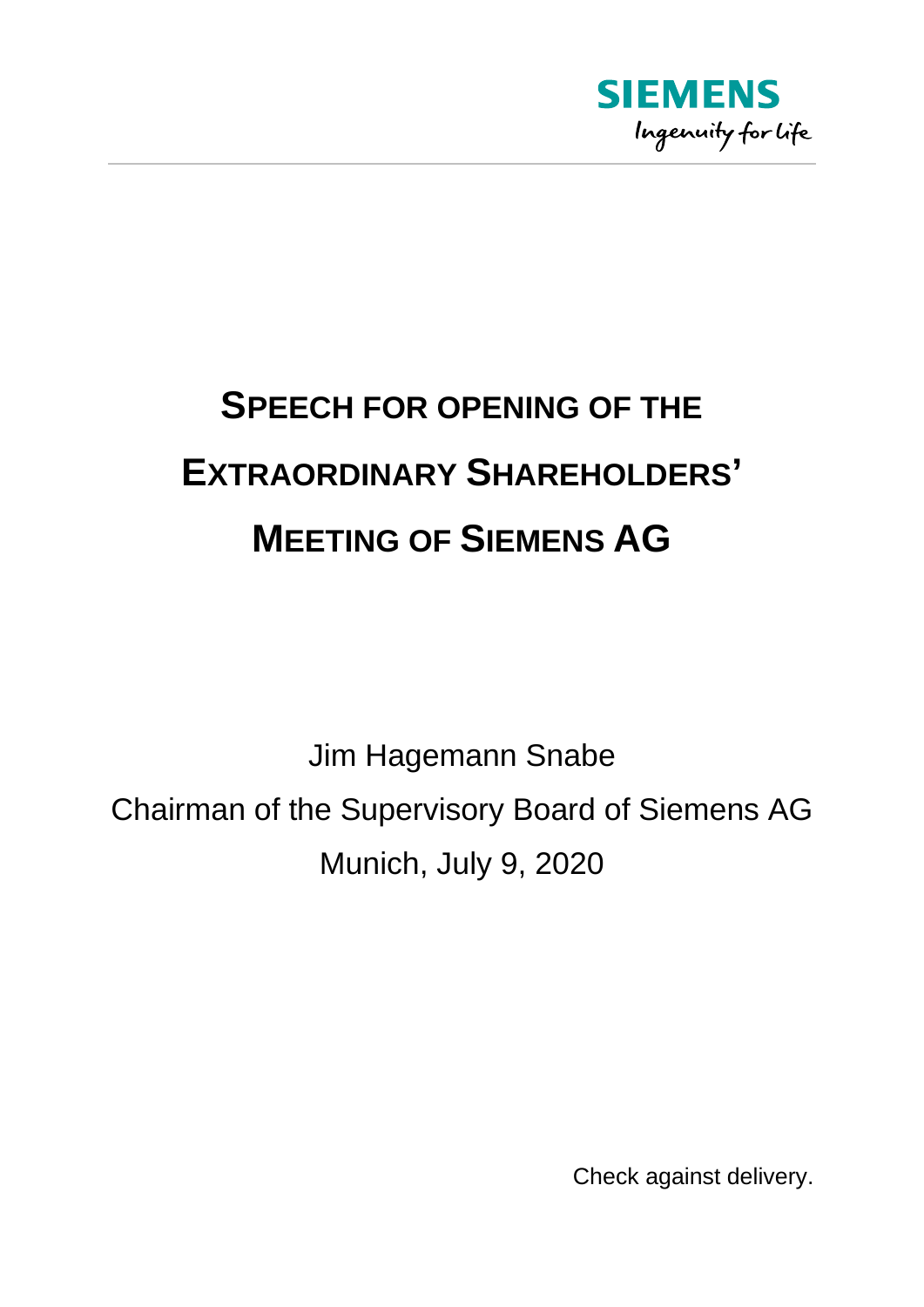SIEMENS

Ingenuity for life

# SPEECH FOR OPENING OF THE EXTRAORDINARY SHAREHOLDERS' MEETING OF SIEMENS AG

Jim Hagemann Snabe

Chairman of the Supervisory Board of Siemens AG

Munich, July 9, 2020

Check against delivery.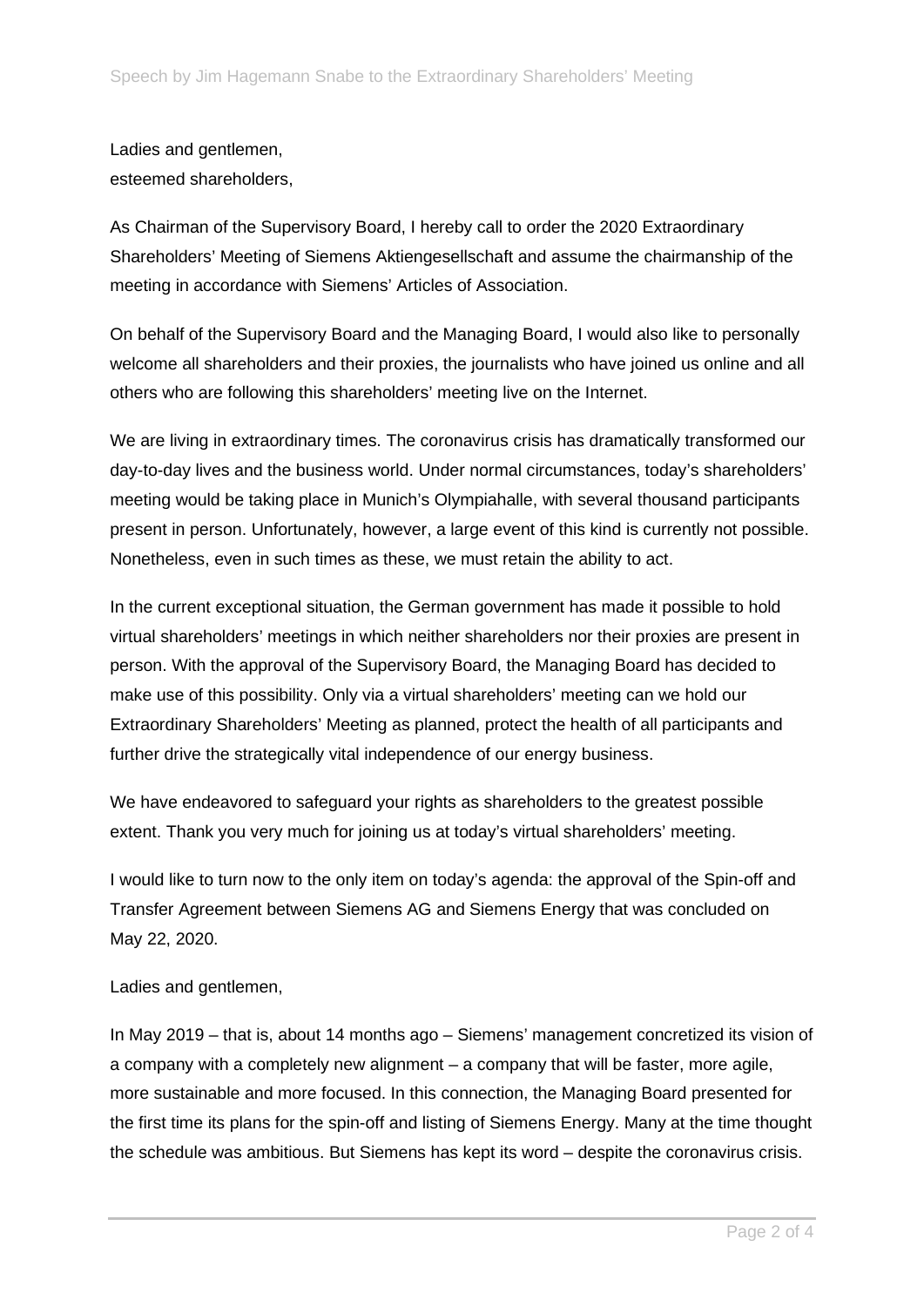Ladies and gentlemen,
esteemed shareholders,

As Chairman of the Supervisory Board, I hereby call to order the 2020 Extraordinary Shareholders' Meeting of Siemens Aktiengesellschaft and assume the chairmanship of the meeting in accordance with Siemens' Articles of Association.

On behalf of the Supervisory Board and the Managing Board, I would also like to personally welcome all shareholders and their proxies, the journalists who have joined us online and all others who are following this shareholders' meeting live on the Internet.

We are living in extraordinary times. The coronavirus crisis has dramatically transformed our day-to-day lives and the business world. Under normal circumstances, today's shareholders' meeting would be taking place in Munich's Olympiahalle, with several thousand participants present in person. Unfortunately, however, a large event of this kind is currently not possible. Nonetheless, even in such times as these, we must retain the ability to act.

In the current exceptional situation, the German government has made it possible to hold virtual shareholders' meetings in which neither shareholders nor their proxies are present in person. With the approval of the Supervisory Board, the Managing Board has decided to make use of this possibility. Only via a virtual shareholders' meeting can we hold our Extraordinary Shareholders' Meeting as planned, protect the health of all participants and further drive the strategically vital independence of our energy business.

We have endeavored to safeguard your rights as shareholders to the greatest possible extent. Thank you very much for joining us at today's virtual shareholders' meeting.

I would like to turn now to the only item on today's agenda: the approval of the Spin-off and Transfer Agreement between Siemens AG and Siemens Energy that was concluded on May 22, 2020.

Ladies and gentlemen,

In May 2019 – that is, about 14 months ago – Siemens' management concretized its vision of a company with a completely new alignment – a company that will be faster, more agile, more sustainable and more focused. In this connection, the Managing Board presented for the first time its plans for the spin-off and listing of Siemens Energy. Many at the time thought the schedule was ambitious. But Siemens has kept its word – despite the coronavirus crisis.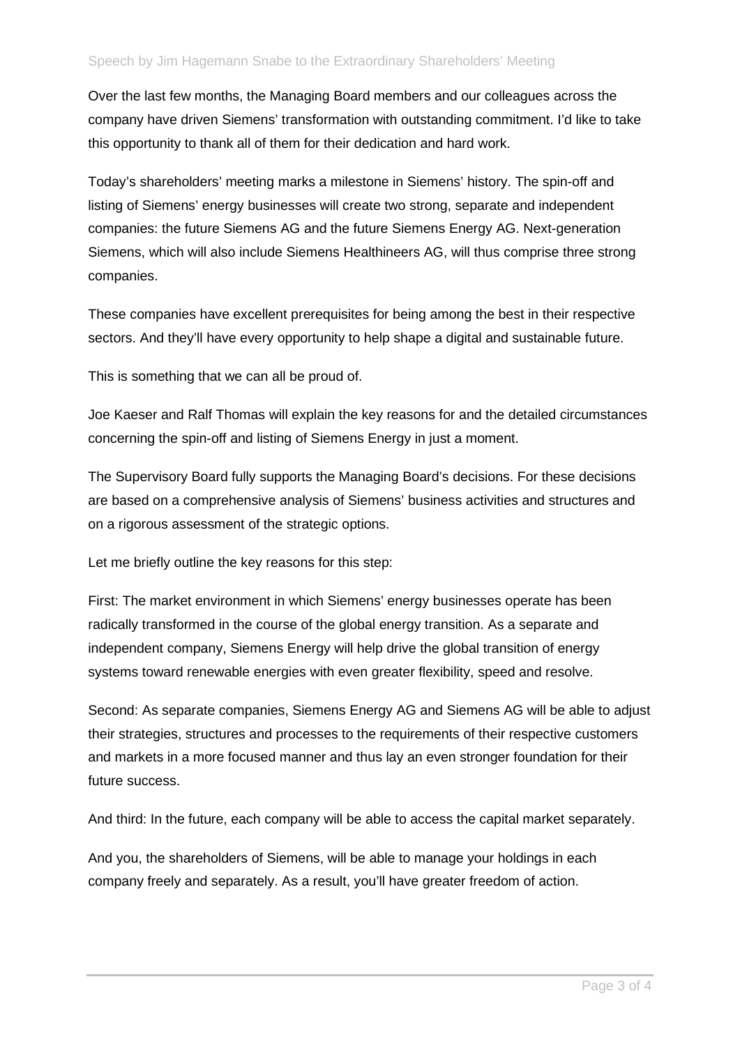Over the last few months, the Managing Board members and our colleagues across the company have driven Siemens' transformation with outstanding commitment. I'd like to take this opportunity to thank all of them for their dedication and hard work.

Today's shareholders' meeting marks a milestone in Siemens' history. The spin-off and listing of Siemens' energy businesses will create two strong, separate and independent companies: the future Siemens AG and the future Siemens Energy AG. Next-generation Siemens, which will also include Siemens Healthineers AG, will thus comprise three strong companies.

These companies have excellent prerequisites for being among the best in their respective sectors. And they'll have every opportunity to help shape a digital and sustainable future.

This is something that we can all be proud of.

Joe Kaeser and Ralf Thomas will explain the key reasons for and the detailed circumstances concerning the spin-off and listing of Siemens Energy in just a moment.

The Supervisory Board fully supports the Managing Board's decisions. For these decisions are based on a comprehensive analysis of Siemens' business activities and structures and on a rigorous assessment of the strategic options.

Let me briefly outline the key reasons for this step:

First: The market environment in which Siemens' energy businesses operate has been radically transformed in the course of the global energy transition. As a separate and independent company, Siemens Energy will help drive the global transition of energy systems toward renewable energies with even greater flexibility, speed and resolve.

Second: As separate companies, Siemens Energy AG and Siemens AG will be able to adjust their strategies, structures and processes to the requirements of their respective customers and markets in a more focused manner and thus lay an even stronger foundation for their future success.

And third: In the future, each company will be able to access the capital market separately.

And you, the shareholders of Siemens, will be able to manage your holdings in each company freely and separately. As a result, you'll have greater freedom of action.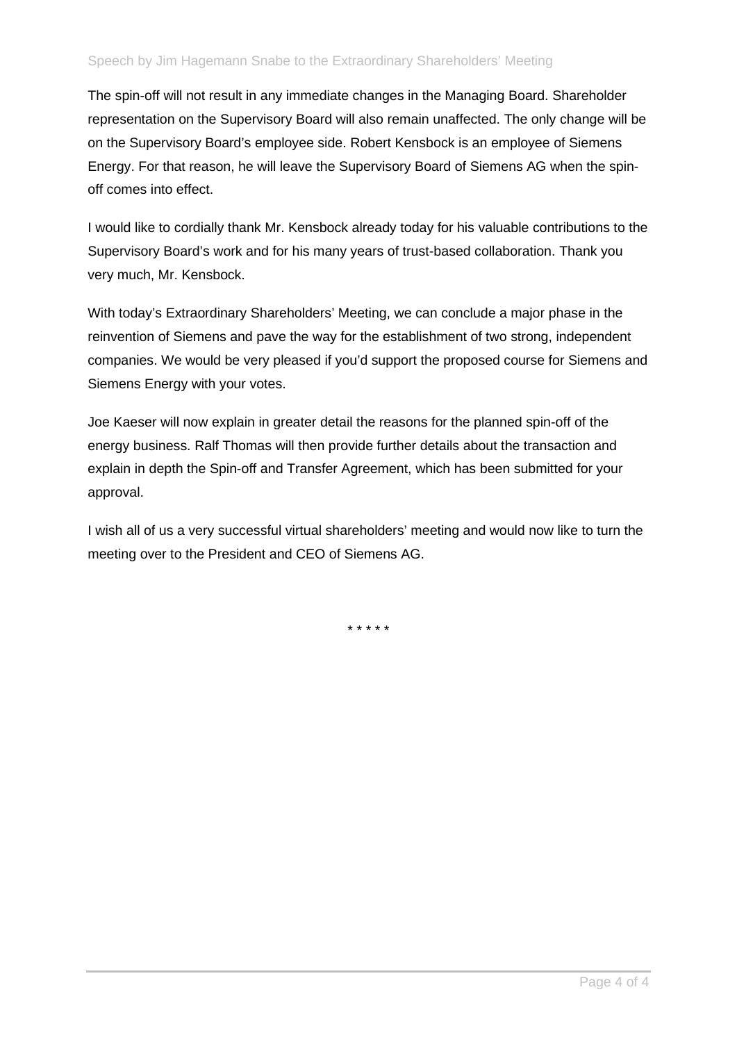The spin-off will not result in any immediate changes in the Managing Board. Shareholder representation on the Supervisory Board will also remain unaffected. The only change will be on the Supervisory Board's employee side. Robert Kensbock is an employee of Siemens Energy. For that reason, he will leave the Supervisory Board of Siemens AG when the spin-off comes into effect.

I would like to cordially thank Mr. Kensbock already today for his valuable contributions to the Supervisory Board's work and for his many years of trust-based collaboration. Thank you very much, Mr. Kensbock.

With today's Extraordinary Shareholders' Meeting, we can conclude a major phase in the reinvention of Siemens and pave the way for the establishment of two strong, independent companies. We would be very pleased if you'd support the proposed course for Siemens and Siemens Energy with your votes.

Joe Kaeser will now explain in greater detail the reasons for the planned spin-off of the energy business. Ralf Thomas will then provide further details about the transaction and explain in depth the Spin-off and Transfer Agreement, which has been submitted for your approval.

I wish all of us a very successful virtual shareholders' meeting and would now like to turn the meeting over to the President and CEO of Siemens AG.

\* \* \* \* \*